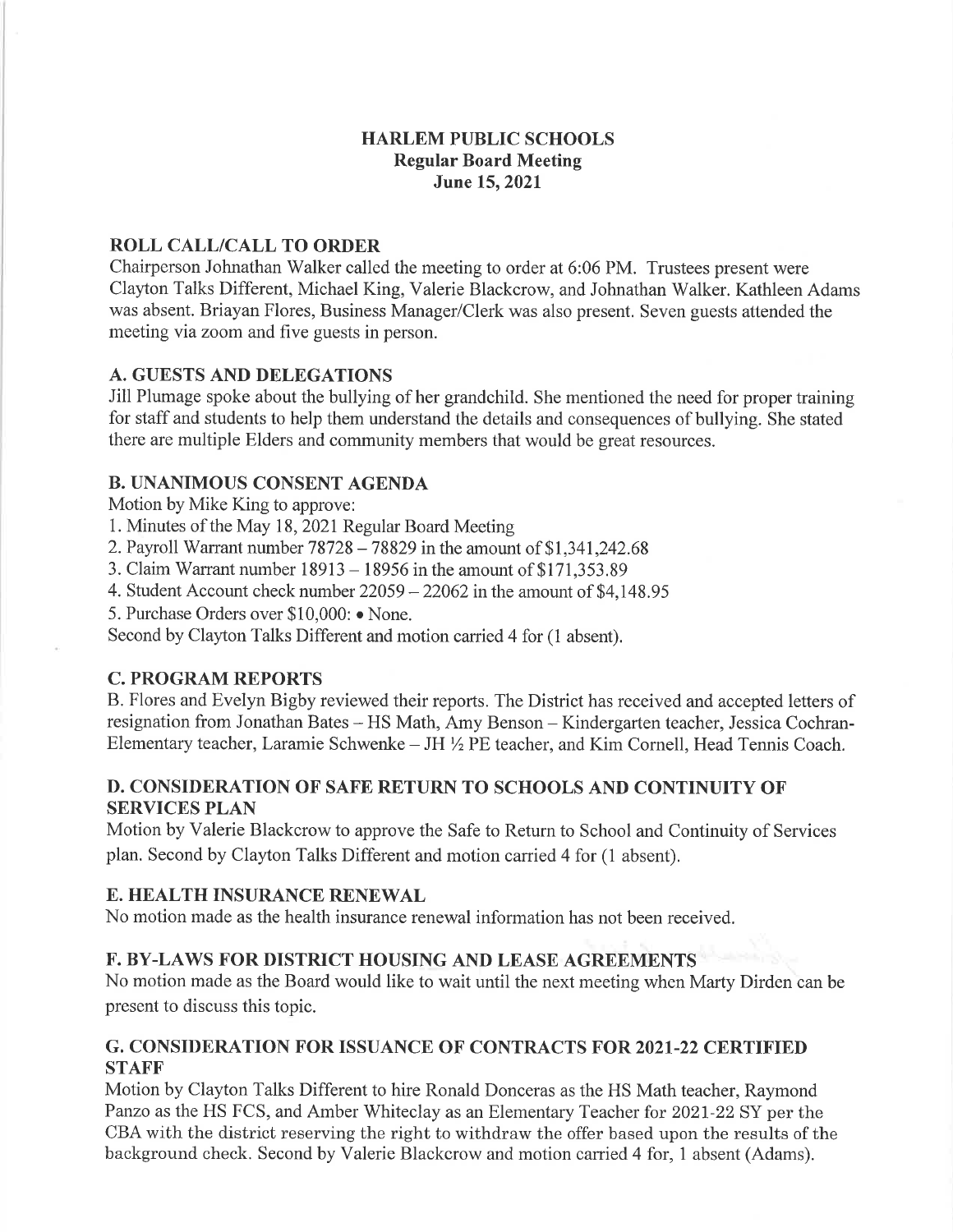# HARLEM PUBLIC SCHOOLS
## Regular Board Meeting
## June 15, 2021

### ROLL CALL/CALL TO ORDER

Chairperson Johnathan Walker called the meeting to order at 6:06 PM. Trustees present were Clayton Talks Different, Michael King, Valerie Blackcrow, and Johnathan Walker. Kathleen Adams was absent. Briayan Flores, Business Manager/Clerk was also present. Seven guests attended the meeting via zoom and five guests in person.

### A. GUESTS AND DELEGATIONS

Jill Plumage spoke about the bullying of her grandchild. She mentioned the need for proper training for staff and students to help them understand the details and consequences of bullying. She stated there are multiple Elders and community members that would be great resources.

### B. UNANIMOUS CONSENT AGENDA

Motion by Mike King to approve:

1. Minutes of the May 18, 2021 Regular Board Meeting
2. Payroll Warrant number 78728 – 78829 in the amount of $1,341,242.68
3. Claim Warrant number 18913 – 18956 in the amount of $171,353.89
4. Student Account check number 22059 – 22062 in the amount of $4,148.95
5. Purchase Orders over $10,000: • None.

Second by Clayton Talks Different and motion carried 4 for (1 absent).

### C. PROGRAM REPORTS

B. Flores and Evelyn Bigby reviewed their reports. The District has received and accepted letters of resignation from Jonathan Bates – HS Math, Amy Benson – Kindergarten teacher, Jessica Cochran-Elementary teacher, Laramie Schwenke – JH ½ PE teacher, and Kim Cornell, Head Tennis Coach.

### D. CONSIDERATION OF SAFE RETURN TO SCHOOLS AND CONTINUITY OF SERVICES PLAN

Motion by Valerie Blackcrow to approve the Safe to Return to School and Continuity of Services plan. Second by Clayton Talks Different and motion carried 4 for (1 absent).

### E. HEALTH INSURANCE RENEWAL

No motion made as the health insurance renewal information has not been received.

### F. BY-LAWS FOR DISTRICT HOUSING AND LEASE AGREEMENTS

No motion made as the Board would like to wait until the next meeting when Marty Dirden can be present to discuss this topic.

### G. CONSIDERATION FOR ISSUANCE OF CONTRACTS FOR 2021-22 CERTIFIED STAFF

Motion by Clayton Talks Different to hire Ronald Donceras as the HS Math teacher, Raymond Panzo as the HS FCS, and Amber Whiteclay as an Elementary Teacher for 2021-22 SY per the CBA with the district reserving the right to withdraw the offer based upon the results of the background check. Second by Valerie Blackcrow and motion carried 4 for, 1 absent (Adams).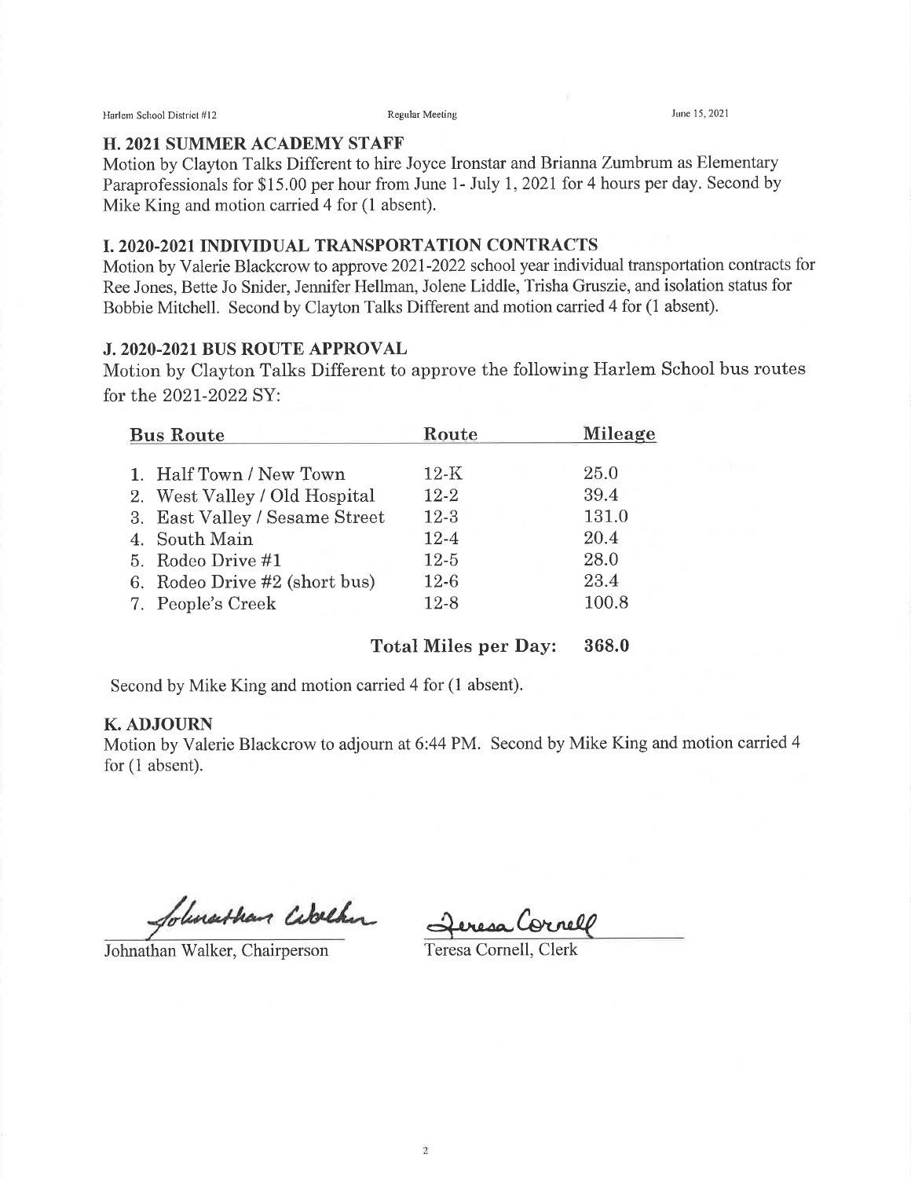## H. 2021 SUMMER ACADEMY STAFF

Motion by Clayton Talks Different to hire Joyce Ironstar and Brianna Zumbrum as Elementary Paraprofessionals for $15.00 per hour from June 1- July 1, 2021 for 4 hours per day. Second by Mike King and motion carried 4 for (1 absent).

## I. 2020-2021 INDIVIDUAL TRANSPORTATION CONTRACTS

Motion by Valerie Blackcrow to approve 2021-2022 school year individual transportation contracts for Ree Jones, Bette Jo Snider, Jennifer Hellman, Jolene Liddle, Trisha Gruszie, and isolation status for Bobbie Mitchell. Second by Clayton Talks Different and motion carried 4 for (1 absent).

## J. 2020-2021 BUS ROUTE APPROVAL

Motion by Clayton Talks Different to approve the following Harlem School bus routes for the 2021-2022 SY:

| Bus Route | Route | Mileage |
|---|---|---|
| 1. Half Town / New Town | 12-K | 25.0 |
| 2. West Valley / Old Hospital | 12-2 | 39.4 |
| 3. East Valley / Sesame Street | 12-3 | 131.0 |
| 4. South Main | 12-4 | 20.4 |
| 5. Rodeo Drive #1 | 12-5 | 28.0 |
| 6. Rodeo Drive #2 (short bus) | 12-6 | 23.4 |
| 7. People's Creek | 12-8 | 100.8 |
| | **Total Miles per Day:** | **368.0** |

Second by Mike King and motion carried 4 for (1 absent).

## K. ADJOURN

Motion by Valerie Blackcrow to adjourn at 6:44 PM. Second by Mike King and motion carried 4 for (1 absent).

Johnathan Walker, Chairperson

Teresa Cornell, Clerk